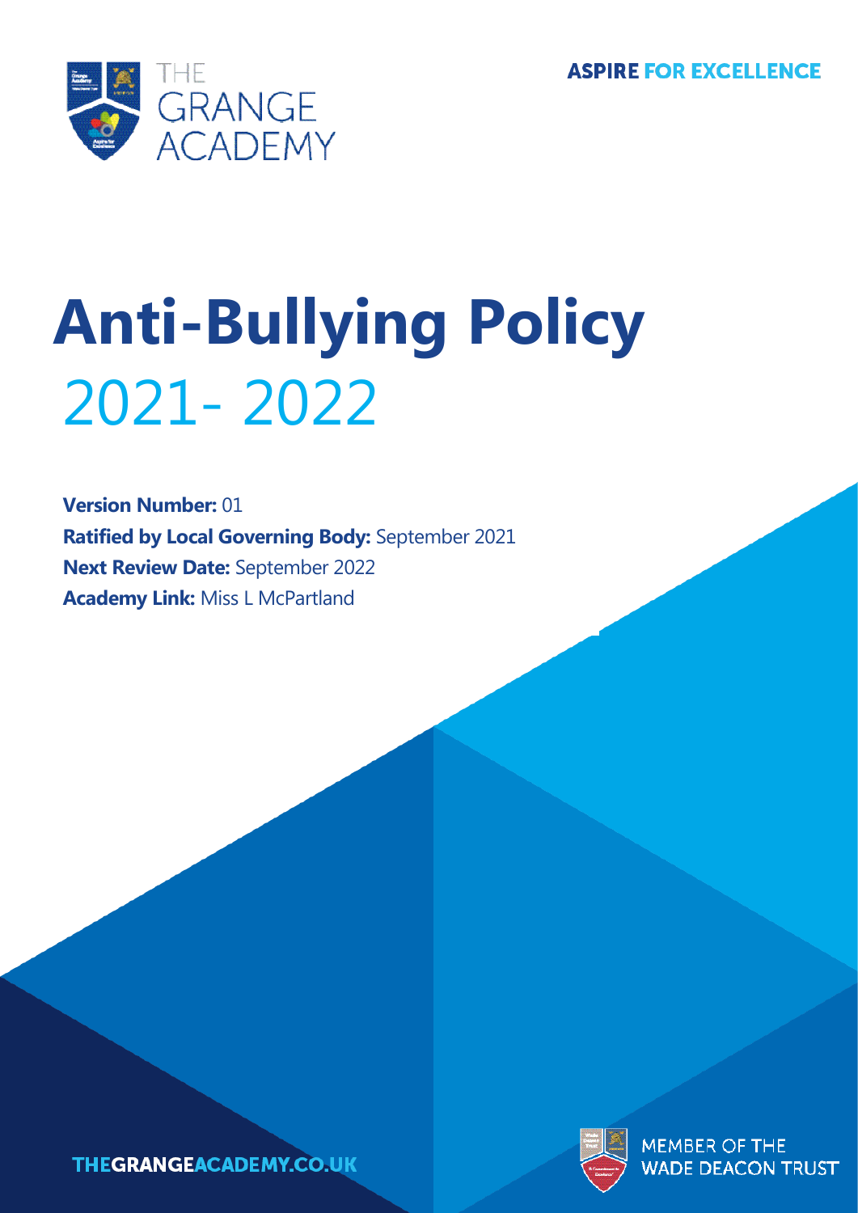THE GRANGE ACADEMY

ASPIRE FOR EXCELLENCE

# Anti-Bullying Policy

## 2021- 2022

**Version Number:** 01

**Ratified by Local Governing Body:** September 2021

**Next Review Date:** September 2022

**Academy Link:** Miss L McPartland

THEGRANGEACADEMY.CO.UK

MEMBER OF THE WADE DEACON TRUST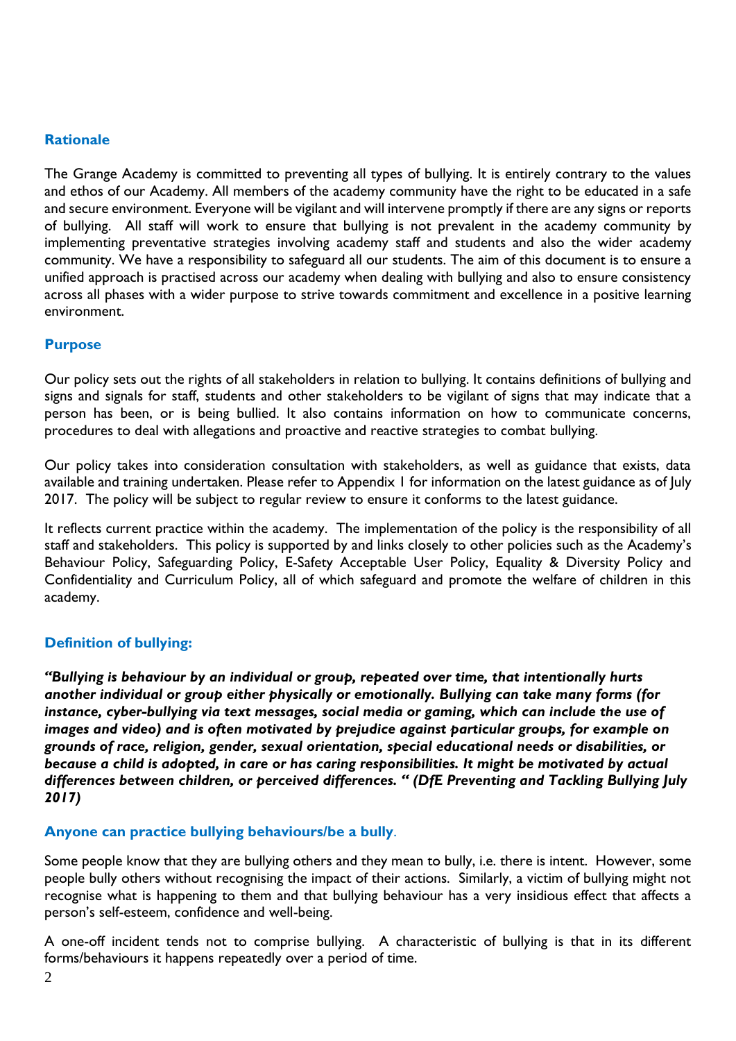## Rationale

The Grange Academy is committed to preventing all types of bullying. It is entirely contrary to the values and ethos of our Academy. All members of the academy community have the right to be educated in a safe and secure environment. Everyone will be vigilant and will intervene promptly if there are any signs or reports of bullying. All staff will work to ensure that bullying is not prevalent in the academy community by implementing preventative strategies involving academy staff and students and also the wider academy community. We have a responsibility to safeguard all our students. The aim of this document is to ensure a unified approach is practised across our academy when dealing with bullying and also to ensure consistency across all phases with a wider purpose to strive towards commitment and excellence in a positive learning environment.

## Purpose

Our policy sets out the rights of all stakeholders in relation to bullying. It contains definitions of bullying and signs and signals for staff, students and other stakeholders to be vigilant of signs that may indicate that a person has been, or is being bullied. It also contains information on how to communicate concerns, procedures to deal with allegations and proactive and reactive strategies to combat bullying.

Our policy takes into consideration consultation with stakeholders, as well as guidance that exists, data available and training undertaken. Please refer to Appendix 1 for information on the latest guidance as of July 2017. The policy will be subject to regular review to ensure it conforms to the latest guidance.

It reflects current practice within the academy. The implementation of the policy is the responsibility of all staff and stakeholders. This policy is supported by and links closely to other policies such as the Academy's Behaviour Policy, Safeguarding Policy, E-Safety Acceptable User Policy, Equality & Diversity Policy and Confidentiality and Curriculum Policy, all of which safeguard and promote the welfare of children in this academy.

## Definition of bullying:

***"Bullying is behaviour by an individual or group, repeated over time, that intentionally hurts another individual or group either physically or emotionally. Bullying can take many forms (for instance, cyber-bullying via text messages, social media or gaming, which can include the use of images and video) and is often motivated by prejudice against particular groups, for example on grounds of race, religion, gender, sexual orientation, special educational needs or disabilities, or because a child is adopted, in care or has caring responsibilities. It might be motivated by actual differences between children, or perceived differences. " (DfE Preventing and Tackling Bullying July 2017)***

## Anyone can practice bullying behaviours/be a bully.

Some people know that they are bullying others and they mean to bully, i.e. there is intent. However, some people bully others without recognising the impact of their actions. Similarly, a victim of bullying might not recognise what is happening to them and that bullying behaviour has a very insidious effect that affects a person's self-esteem, confidence and well-being.

A one-off incident tends not to comprise bullying. A characteristic of bullying is that in its different forms/behaviours it happens repeatedly over a period of time.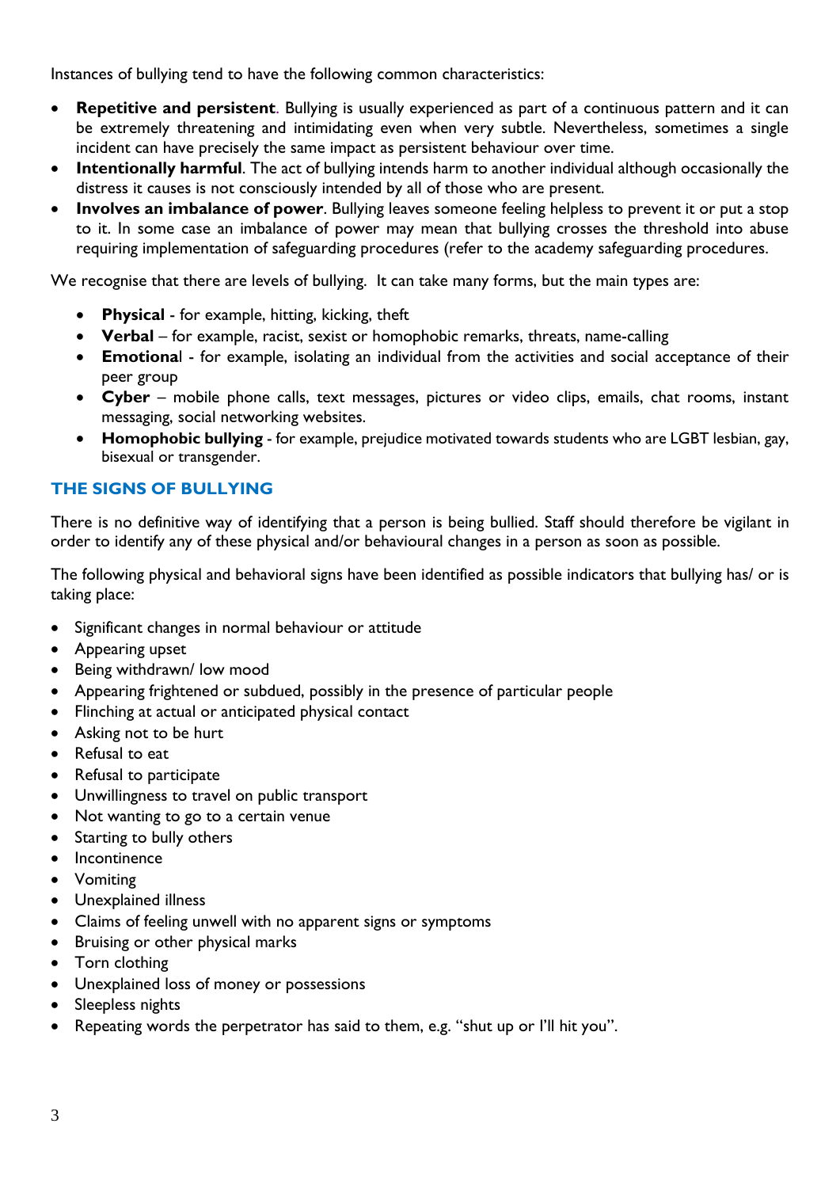Instances of bullying tend to have the following common characteristics:

- **Repetitive and persistent**. Bullying is usually experienced as part of a continuous pattern and it can be extremely threatening and intimidating even when very subtle. Nevertheless, sometimes a single incident can have precisely the same impact as persistent behaviour over time.
- **Intentionally harmful**. The act of bullying intends harm to another individual although occasionally the distress it causes is not consciously intended by all of those who are present.
- **Involves an imbalance of power**. Bullying leaves someone feeling helpless to prevent it or put a stop to it. In some case an imbalance of power may mean that bullying crosses the threshold into abuse requiring implementation of safeguarding procedures (refer to the academy safeguarding procedures.

We recognise that there are levels of bullying. It can take many forms, but the main types are:

- **Physical** - for example, hitting, kicking, theft
- **Verbal** – for example, racist, sexist or homophobic remarks, threats, name-calling
- **Emotiona**l - for example, isolating an individual from the activities and social acceptance of their peer group
- **Cyber** – mobile phone calls, text messages, pictures or video clips, emails, chat rooms, instant messaging, social networking websites.
- **Homophobic bullying** - for example, prejudice motivated towards students who are LGBT lesbian, gay, bisexual or transgender.

## THE SIGNS OF BULLYING

There is no definitive way of identifying that a person is being bullied. Staff should therefore be vigilant in order to identify any of these physical and/or behavioural changes in a person as soon as possible.

The following physical and behavioral signs have been identified as possible indicators that bullying has/ or is taking place:

- Significant changes in normal behaviour or attitude
- Appearing upset
- Being withdrawn/ low mood
- Appearing frightened or subdued, possibly in the presence of particular people
- Flinching at actual or anticipated physical contact
- Asking not to be hurt
- Refusal to eat
- Refusal to participate
- Unwillingness to travel on public transport
- Not wanting to go to a certain venue
- Starting to bully others
- Incontinence
- Vomiting
- Unexplained illness
- Claims of feeling unwell with no apparent signs or symptoms
- Bruising or other physical marks
- Torn clothing
- Unexplained loss of money or possessions
- Sleepless nights
- Repeating words the perpetrator has said to them, e.g. "shut up or I'll hit you".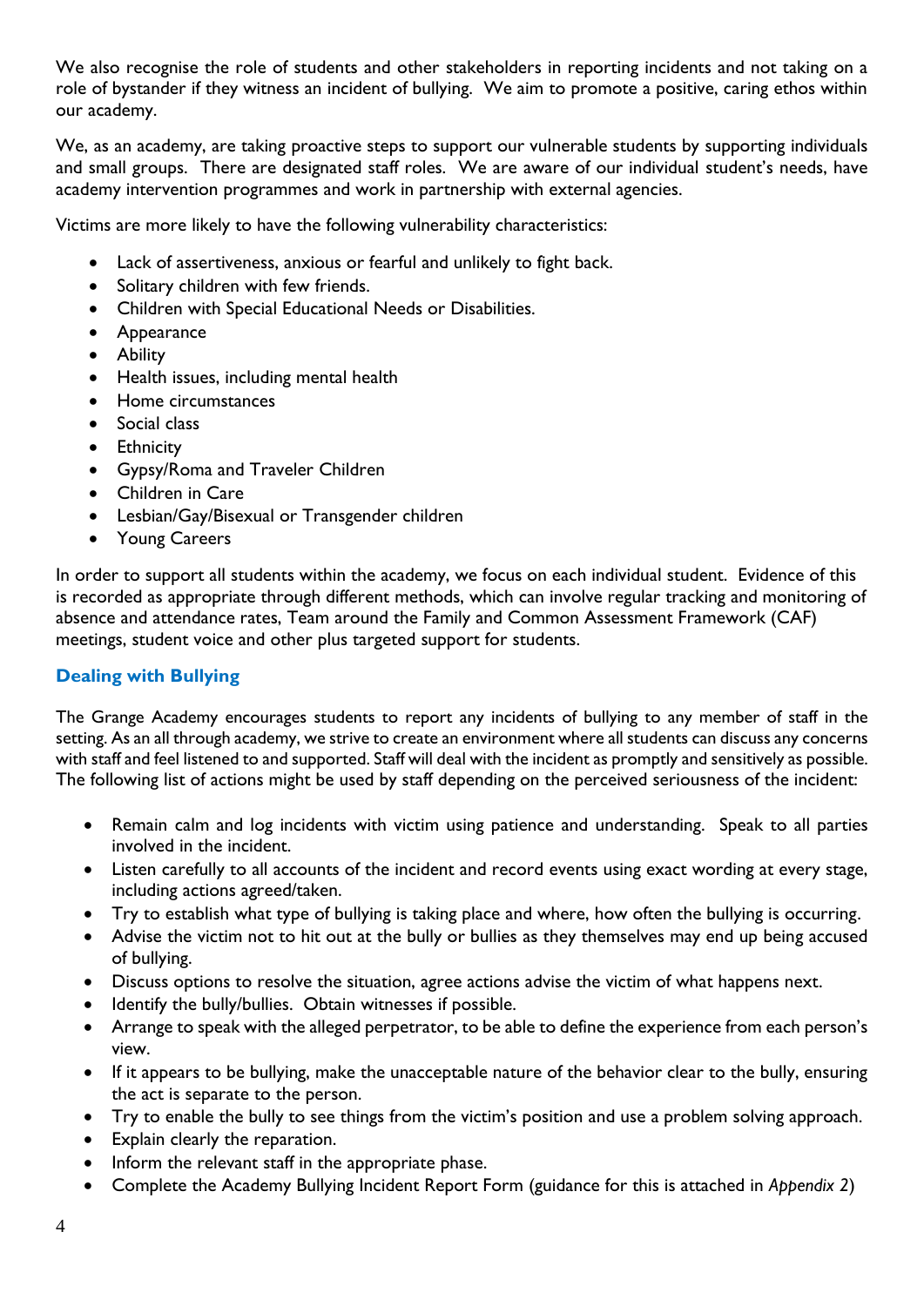We also recognise the role of students and other stakeholders in reporting incidents and not taking on a role of bystander if they witness an incident of bullying. We aim to promote a positive, caring ethos within our academy.

We, as an academy, are taking proactive steps to support our vulnerable students by supporting individuals and small groups. There are designated staff roles. We are aware of our individual student's needs, have academy intervention programmes and work in partnership with external agencies.

Victims are more likely to have the following vulnerability characteristics:

- Lack of assertiveness, anxious or fearful and unlikely to fight back.
- Solitary children with few friends.
- Children with Special Educational Needs or Disabilities.
- Appearance
- Ability
- Health issues, including mental health
- Home circumstances
- Social class
- Ethnicity
- Gypsy/Roma and Traveler Children
- Children in Care
- Lesbian/Gay/Bisexual or Transgender children
- Young Careers

In order to support all students within the academy, we focus on each individual student. Evidence of this is recorded as appropriate through different methods, which can involve regular tracking and monitoring of absence and attendance rates, Team around the Family and Common Assessment Framework (CAF) meetings, student voice and other plus targeted support for students.

## Dealing with Bullying

The Grange Academy encourages students to report any incidents of bullying to any member of staff in the setting. As an all through academy, we strive to create an environment where all students can discuss any concerns with staff and feel listened to and supported. Staff will deal with the incident as promptly and sensitively as possible. The following list of actions might be used by staff depending on the perceived seriousness of the incident:

- Remain calm and log incidents with victim using patience and understanding. Speak to all parties involved in the incident.
- Listen carefully to all accounts of the incident and record events using exact wording at every stage, including actions agreed/taken.
- Try to establish what type of bullying is taking place and where, how often the bullying is occurring.
- Advise the victim not to hit out at the bully or bullies as they themselves may end up being accused of bullying.
- Discuss options to resolve the situation, agree actions advise the victim of what happens next.
- Identify the bully/bullies. Obtain witnesses if possible.
- Arrange to speak with the alleged perpetrator, to be able to define the experience from each person's view.
- If it appears to be bullying, make the unacceptable nature of the behavior clear to the bully, ensuring the act is separate to the person.
- Try to enable the bully to see things from the victim's position and use a problem solving approach.
- Explain clearly the reparation.
- Inform the relevant staff in the appropriate phase.
- Complete the Academy Bullying Incident Report Form (guidance for this is attached in *Appendix 2*)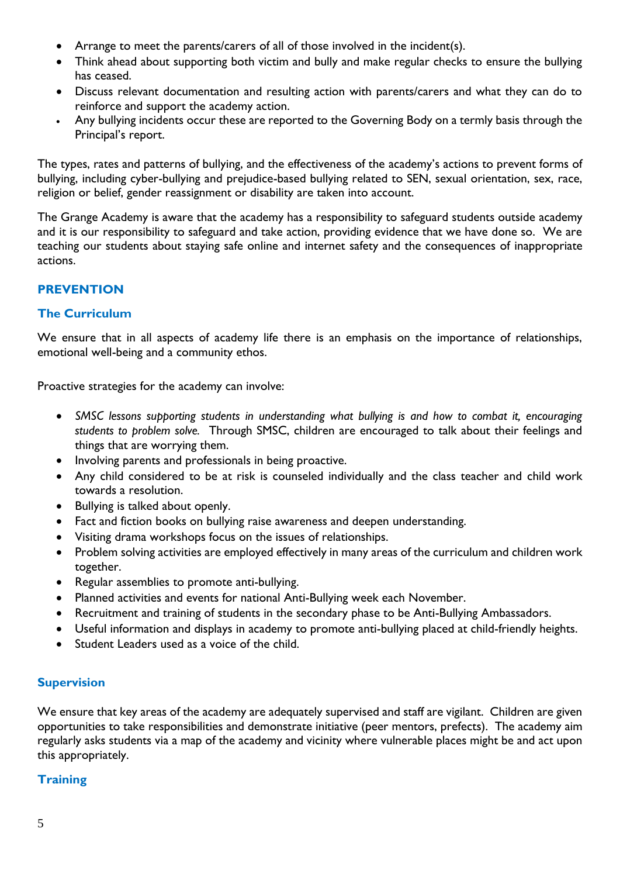- Arrange to meet the parents/carers of all of those involved in the incident(s).
- Think ahead about supporting both victim and bully and make regular checks to ensure the bullying has ceased.
- Discuss relevant documentation and resulting action with parents/carers and what they can do to reinforce and support the academy action.
- Any bullying incidents occur these are reported to the Governing Body on a termly basis through the Principal's report.

The types, rates and patterns of bullying, and the effectiveness of the academy's actions to prevent forms of bullying, including cyber-bullying and prejudice-based bullying related to SEN, sexual orientation, sex, race, religion or belief, gender reassignment or disability are taken into account.

The Grange Academy is aware that the academy has a responsibility to safeguard students outside academy and it is our responsibility to safeguard and take action, providing evidence that we have done so. We are teaching our students about staying safe online and internet safety and the consequences of inappropriate actions.

## PREVENTION

### The Curriculum

We ensure that in all aspects of academy life there is an emphasis on the importance of relationships, emotional well-being and a community ethos.

Proactive strategies for the academy can involve:

- *SMSC lessons supporting students in understanding what bullying is and how to combat it, encouraging students to problem solve.* Through SMSC, children are encouraged to talk about their feelings and things that are worrying them.
- Involving parents and professionals in being proactive.
- Any child considered to be at risk is counseled individually and the class teacher and child work towards a resolution.
- Bullying is talked about openly.
- Fact and fiction books on bullying raise awareness and deepen understanding.
- Visiting drama workshops focus on the issues of relationships.
- Problem solving activities are employed effectively in many areas of the curriculum and children work together.
- Regular assemblies to promote anti-bullying.
- Planned activities and events for national Anti-Bullying week each November.
- Recruitment and training of students in the secondary phase to be Anti-Bullying Ambassadors.
- Useful information and displays in academy to promote anti-bullying placed at child-friendly heights.
- Student Leaders used as a voice of the child.

### Supervision

We ensure that key areas of the academy are adequately supervised and staff are vigilant. Children are given opportunities to take responsibilities and demonstrate initiative (peer mentors, prefects). The academy aim regularly asks students via a map of the academy and vicinity where vulnerable places might be and act upon this appropriately.

### Training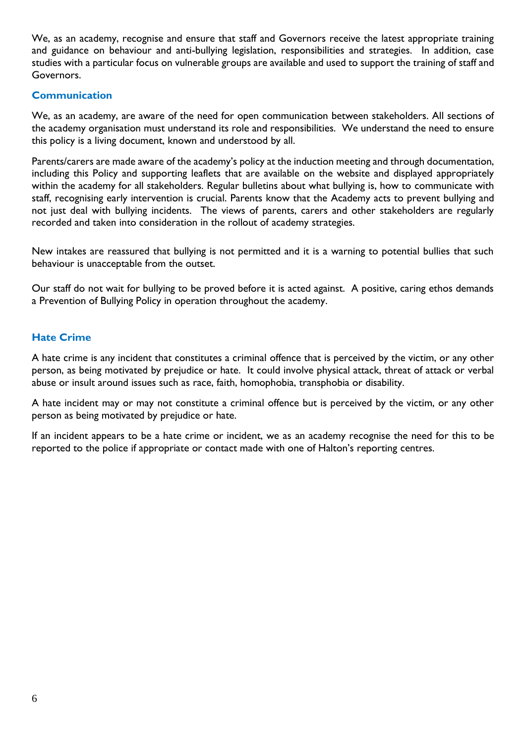We, as an academy, recognise and ensure that staff and Governors receive the latest appropriate training and guidance on behaviour and anti-bullying legislation, responsibilities and strategies. In addition, case studies with a particular focus on vulnerable groups are available and used to support the training of staff and Governors.

## Communication

We, as an academy, are aware of the need for open communication between stakeholders. All sections of the academy organisation must understand its role and responsibilities. We understand the need to ensure this policy is a living document, known and understood by all.

Parents/carers are made aware of the academy's policy at the induction meeting and through documentation, including this Policy and supporting leaflets that are available on the website and displayed appropriately within the academy for all stakeholders. Regular bulletins about what bullying is, how to communicate with staff, recognising early intervention is crucial. Parents know that the Academy acts to prevent bullying and not just deal with bullying incidents. The views of parents, carers and other stakeholders are regularly recorded and taken into consideration in the rollout of academy strategies.

New intakes are reassured that bullying is not permitted and it is a warning to potential bullies that such behaviour is unacceptable from the outset.

Our staff do not wait for bullying to be proved before it is acted against. A positive, caring ethos demands a Prevention of Bullying Policy in operation throughout the academy.

## Hate Crime

A hate crime is any incident that constitutes a criminal offence that is perceived by the victim, or any other person, as being motivated by prejudice or hate. It could involve physical attack, threat of attack or verbal abuse or insult around issues such as race, faith, homophobia, transphobia or disability.

A hate incident may or may not constitute a criminal offence but is perceived by the victim, or any other person as being motivated by prejudice or hate.

If an incident appears to be a hate crime or incident, we as an academy recognise the need for this to be reported to the police if appropriate or contact made with one of Halton's reporting centres.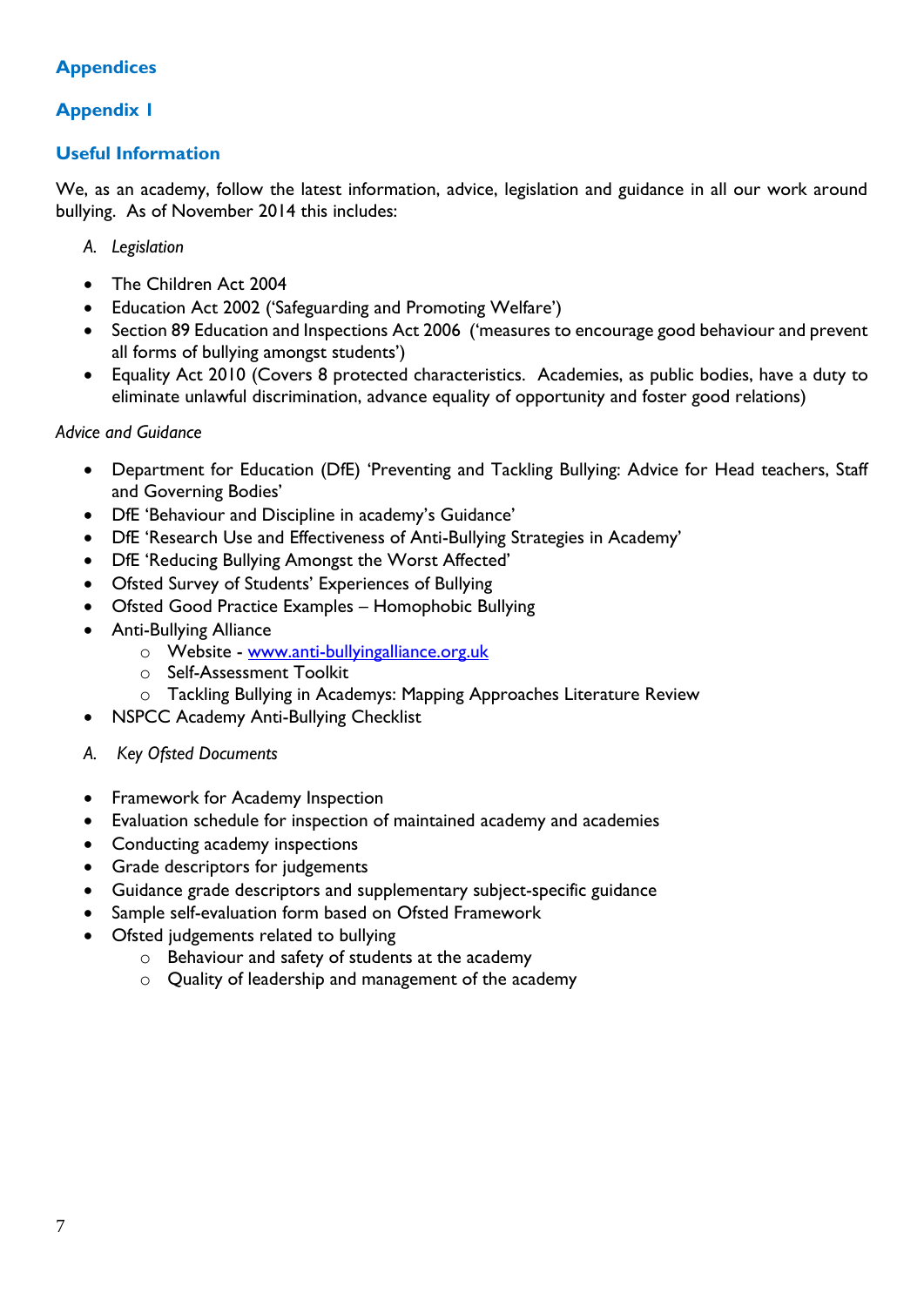## Appendices

### Appendix I

### Useful Information

We, as an academy, follow the latest information, advice, legislation and guidance in all our work around bullying. As of November 2014 this includes:

A. *Legislation*

- The Children Act 2004
- Education Act 2002 ('Safeguarding and Promoting Welfare')
- Section 89 Education and Inspections Act 2006 ('measures to encourage good behaviour and prevent all forms of bullying amongst students')
- Equality Act 2010 (Covers 8 protected characteristics. Academies, as public bodies, have a duty to eliminate unlawful discrimination, advance equality of opportunity and foster good relations)

*Advice and Guidance*

- Department for Education (DfE) 'Preventing and Tackling Bullying: Advice for Head teachers, Staff and Governing Bodies'
- DfE 'Behaviour and Discipline in academy's Guidance'
- DfE 'Research Use and Effectiveness of Anti-Bullying Strategies in Academy'
- DfE 'Reducing Bullying Amongst the Worst Affected'
- Ofsted Survey of Students' Experiences of Bullying
- Ofsted Good Practice Examples – Homophobic Bullying
- Anti-Bullying Alliance
  - Website - [www.anti-bullyingalliance.org.uk](http://www.anti-bullyingalliance.org.uk)
  - Self-Assessment Toolkit
  - Tackling Bullying in Academys: Mapping Approaches Literature Review
- NSPCC Academy Anti-Bullying Checklist

A. *Key Ofsted Documents*

- Framework for Academy Inspection
- Evaluation schedule for inspection of maintained academy and academies
- Conducting academy inspections
- Grade descriptors for judgements
- Guidance grade descriptors and supplementary subject-specific guidance
- Sample self-evaluation form based on Ofsted Framework
- Ofsted judgements related to bullying
  - Behaviour and safety of students at the academy
  - Quality of leadership and management of the academy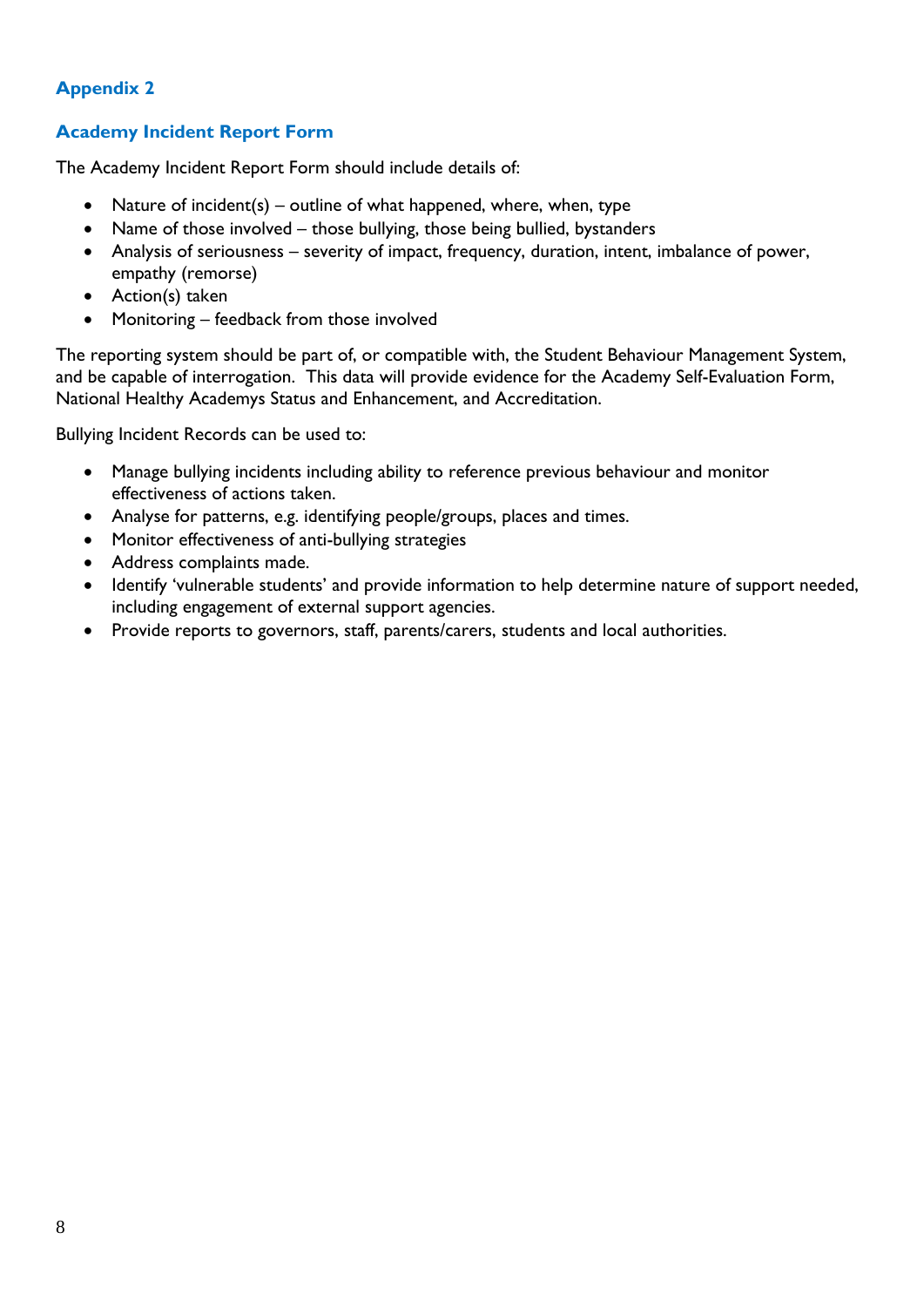## Appendix 2

### Academy Incident Report Form

The Academy Incident Report Form should include details of:

- Nature of incident(s) – outline of what happened, where, when, type
- Name of those involved – those bullying, those being bullied, bystanders
- Analysis of seriousness – severity of impact, frequency, duration, intent, imbalance of power, empathy (remorse)
- Action(s) taken
- Monitoring – feedback from those involved

The reporting system should be part of, or compatible with, the Student Behaviour Management System, and be capable of interrogation. This data will provide evidence for the Academy Self-Evaluation Form, National Healthy Academys Status and Enhancement, and Accreditation.

Bullying Incident Records can be used to:

- Manage bullying incidents including ability to reference previous behaviour and monitor effectiveness of actions taken.
- Analyse for patterns, e.g. identifying people/groups, places and times.
- Monitor effectiveness of anti-bullying strategies
- Address complaints made.
- Identify 'vulnerable students' and provide information to help determine nature of support needed, including engagement of external support agencies.
- Provide reports to governors, staff, parents/carers, students and local authorities.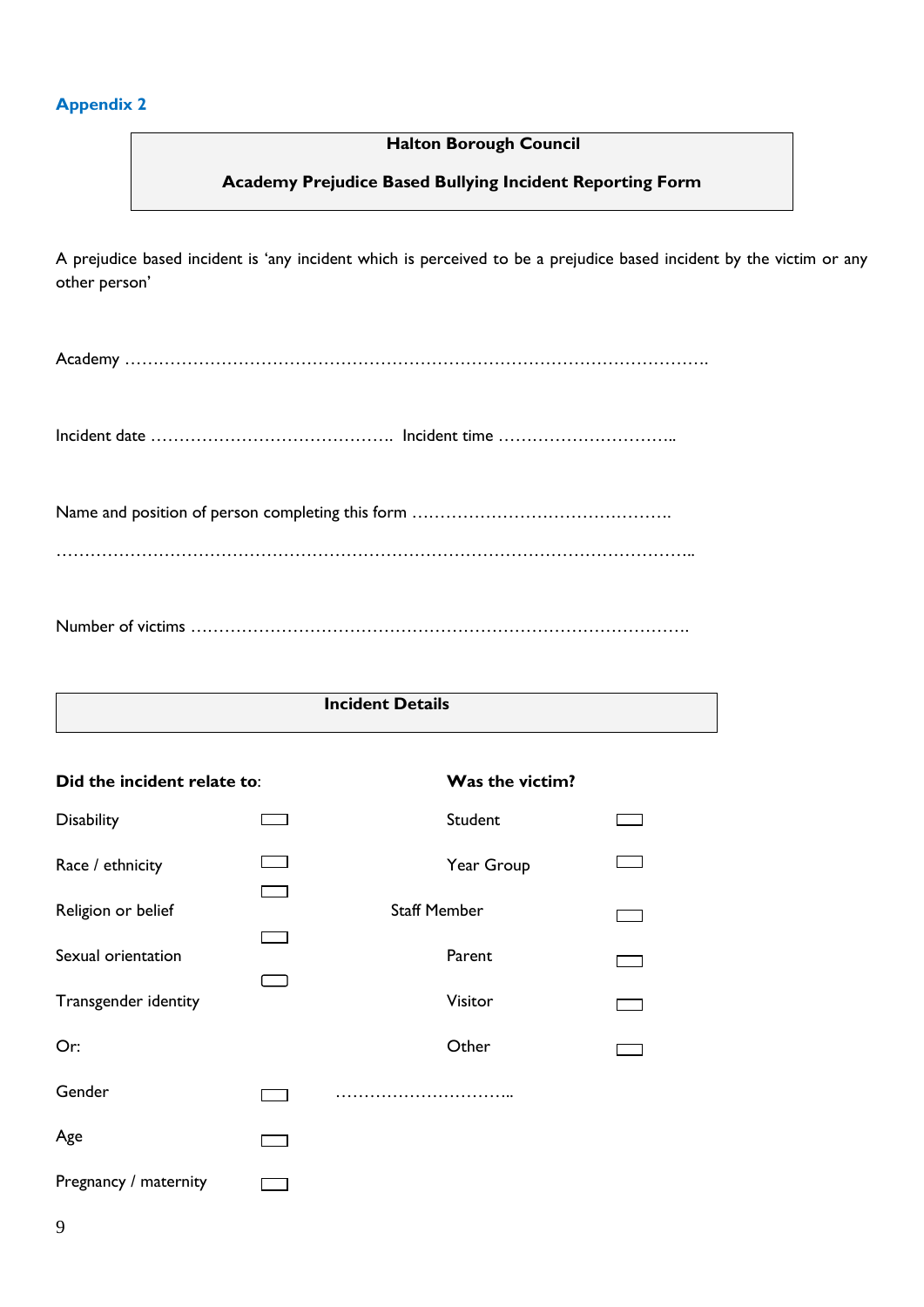**Appendix 2**

**Halton Borough Council**

**Academy Prejudice Based Bullying Incident Reporting Form**

A prejudice based incident is 'any incident which is perceived to be a prejudice based incident by the victim or any other person'

Academy ……………………………………………………………………………………………….

Incident date ……………………………………. Incident time …………………………..

Name and position of person completing this form ……………………………………….

…………………………………………………………………………………………………..

Number of victims …………………………………………………………………………….

**Incident Details**

| **Did the incident relate to**: | | **Was the victim?** | |
|---|---|---|---|
| Disability | ☐ | Student | ☐ |
| Race / ethnicity | ☐ | Year Group | ☐ |
| Religion or belief | ☐ | Staff Member | ☐ |
| Sexual orientation | ☐ | Parent | ☐ |
| Transgender identity | ☐ | Visitor | ☐ |
| Or: | | Other | ☐ |
| Gender | ☐ | ………………………….. | |
| Age | ☐ | | |
| Pregnancy / maternity | ☐ | | |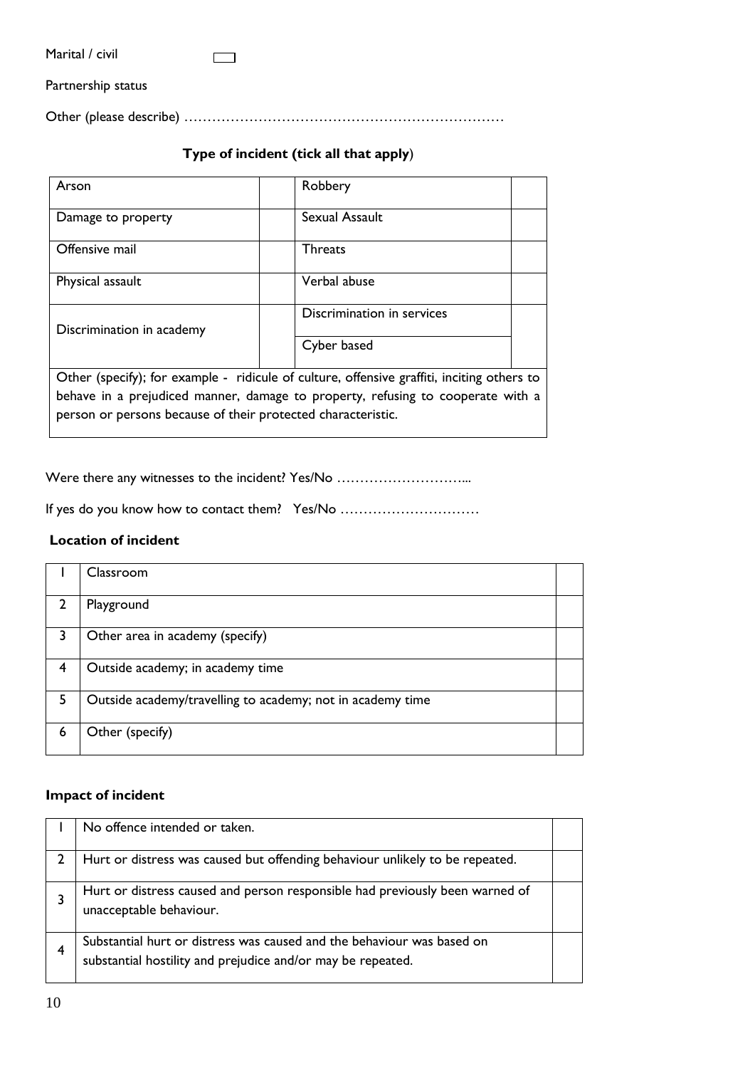Marital / civil ☐

Partnership status

Other (please describe) ……………………………………………………………

**Type of incident (tick all that apply)**

| | | | |
|---|---|---|---|
| Arson | | Robbery | |
| Damage to property | | Sexual Assault | |
| Offensive mail | | Threats | |
| Physical assault | | Verbal abuse | |
| Discrimination in academy | | Discrimination in services | |
| | | Cyber based | |
| Other (specify); for example - ridicule of culture, offensive graffiti, inciting others to behave in a prejudiced manner, damage to property, refusing to cooperate with a person or persons because of their protected characteristic. | | | |

Were there any witnesses to the incident? Yes/No ………………………...

If yes do you know how to contact them? Yes/No …………………………

**Location of incident**

| | | |
|---|---|---|
| 1 | Classroom | |
| 2 | Playground | |
| 3 | Other area in academy (specify) | |
| 4 | Outside academy; in academy time | |
| 5 | Outside academy/travelling to academy; not in academy time | |
| 6 | Other (specify) | |

**Impact of incident**

| | | |
|---|---|---|
| 1 | No offence intended or taken. | |
| 2 | Hurt or distress was caused but offending behaviour unlikely to be repeated. | |
| 3 | Hurt or distress caused and person responsible had previously been warned of unacceptable behaviour. | |
| 4 | Substantial hurt or distress was caused and the behaviour was based on substantial hostility and prejudice and/or may be repeated. | |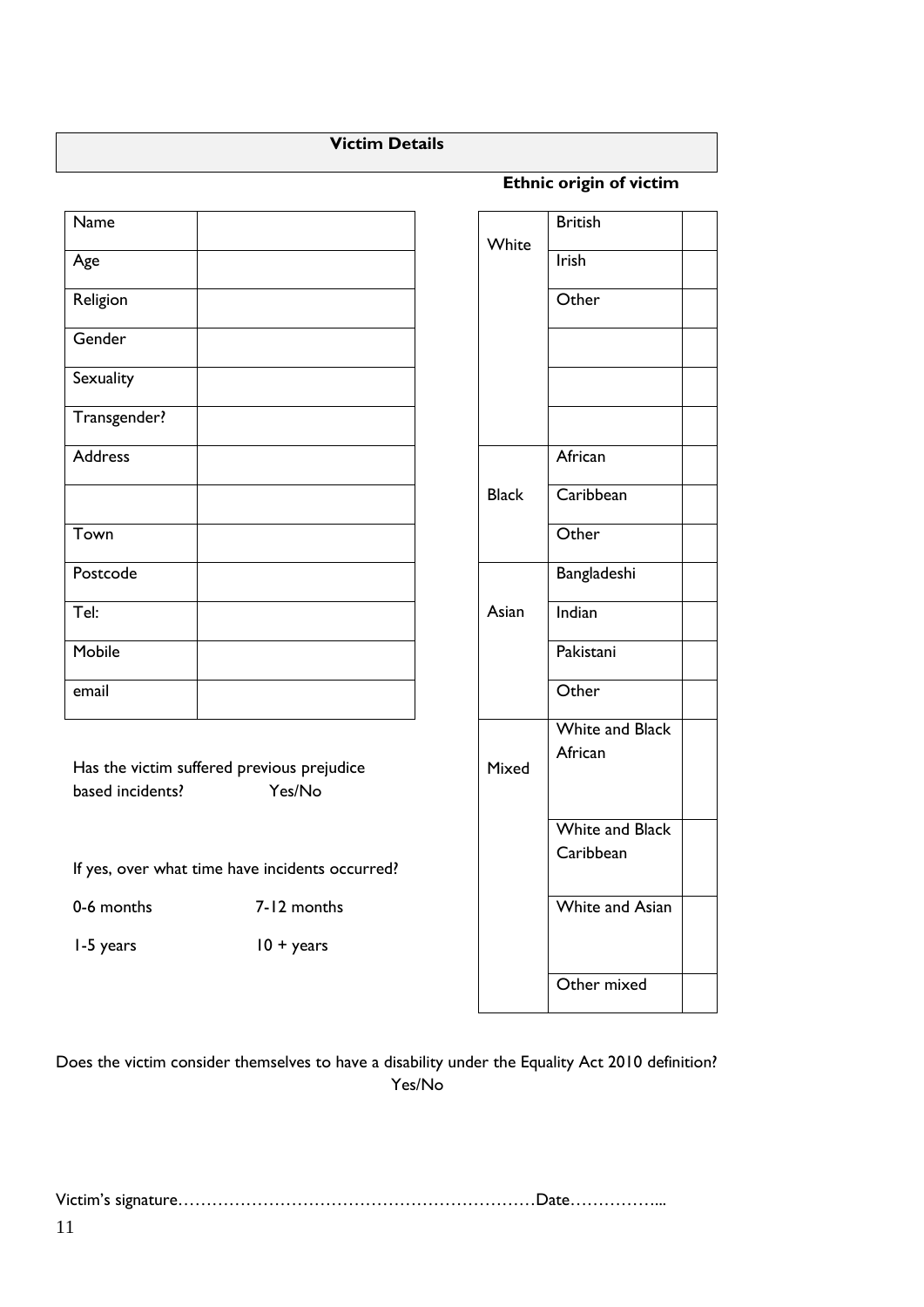## Victim Details

| Name | |
|---|---|
| Age | |
| Religion | |
| Gender | |
| Sexuality | |
| Transgender? | |
| Address | |
| | |
| Town | |
| Postcode | |
| Tel: | |
| Mobile | |
| email | |

Has the victim suffered previous prejudice based incidents? Yes/No

If yes, over what time have incidents occurred?

0-6 months 7-12 months

1-5 years 10 + years

**Ethnic origin of victim**

| | | |
|---|---|---|
| White | British | |
| | Irish | |
| | Other | |
| | | |
| | | |
| | | |
| Black | African | |
| | Caribbean | |
| | Other | |
| Asian | Bangladeshi | |
| | Indian | |
| | Pakistani | |
| | Other | |
| Mixed | White and Black African | |
| | White and Black Caribbean | |
| | White and Asian | |
| | Other mixed | |

Does the victim consider themselves to have a disability under the Equality Act 2010 definition? Yes/No

Victim's signature………………………………………………………Date……………...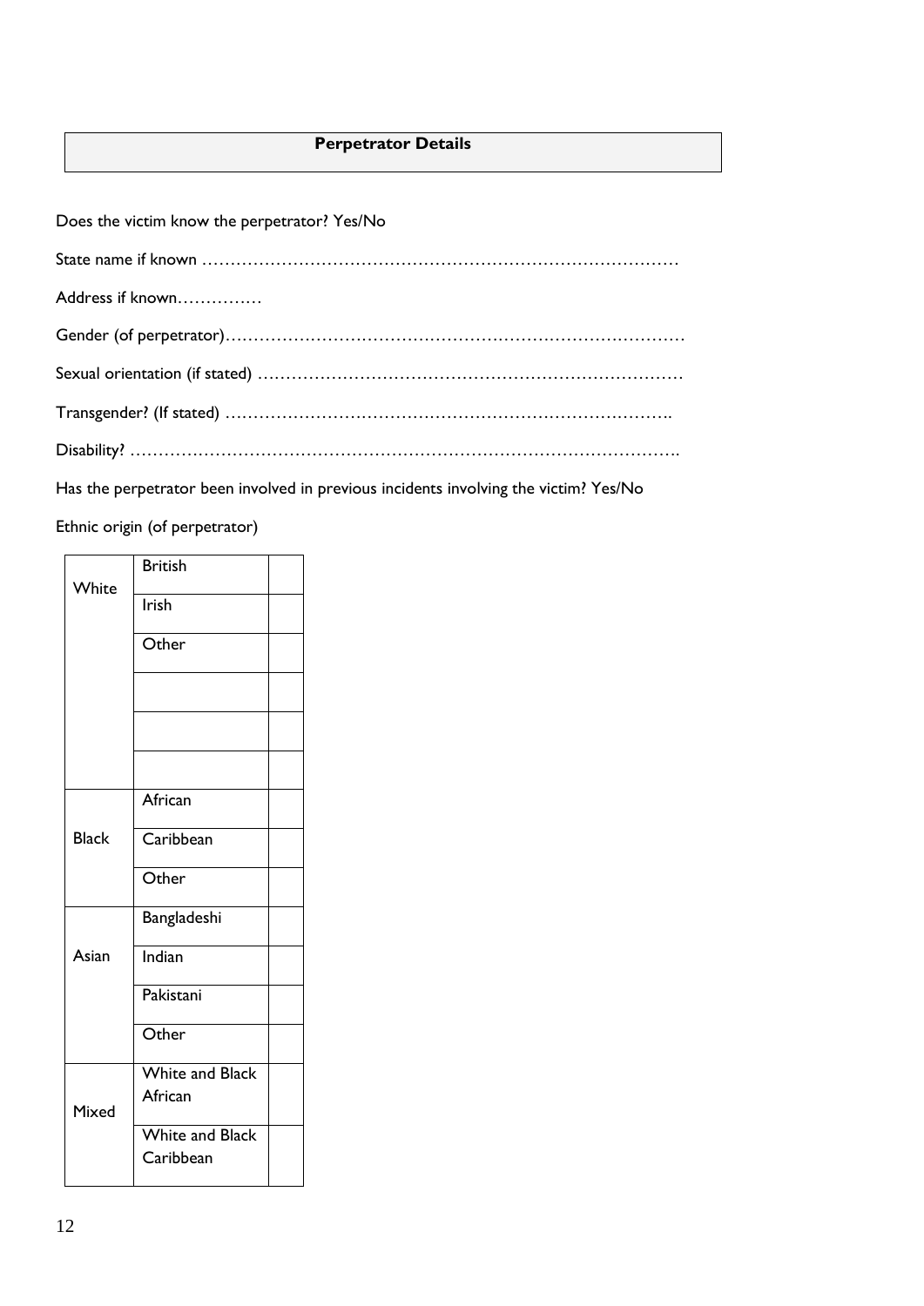## Perpetrator Details

Does the victim know the perpetrator? Yes/No

State name if known ………………………………………………………………………

Address if known……………

Gender (of perpetrator)………………………………………………………………………

Sexual orientation (if stated) …………………………………………………………………

Transgender? (If stated) …………………………………………………………………….

Disability? …………………………………………………………………………………….

Has the perpetrator been involved in previous incidents involving the victim? Yes/No

Ethnic origin (of perpetrator)

| | | |
|---|---|---|
| White | British | |
| | Irish | |
| | Other | |
| | | |
| | | |
| | | |
| Black | African | |
| | Caribbean | |
| | Other | |
| Asian | Bangladeshi | |
| | Indian | |
| | Pakistani | |
| | Other | |
| Mixed | White and Black African | |
| | White and Black Caribbean | |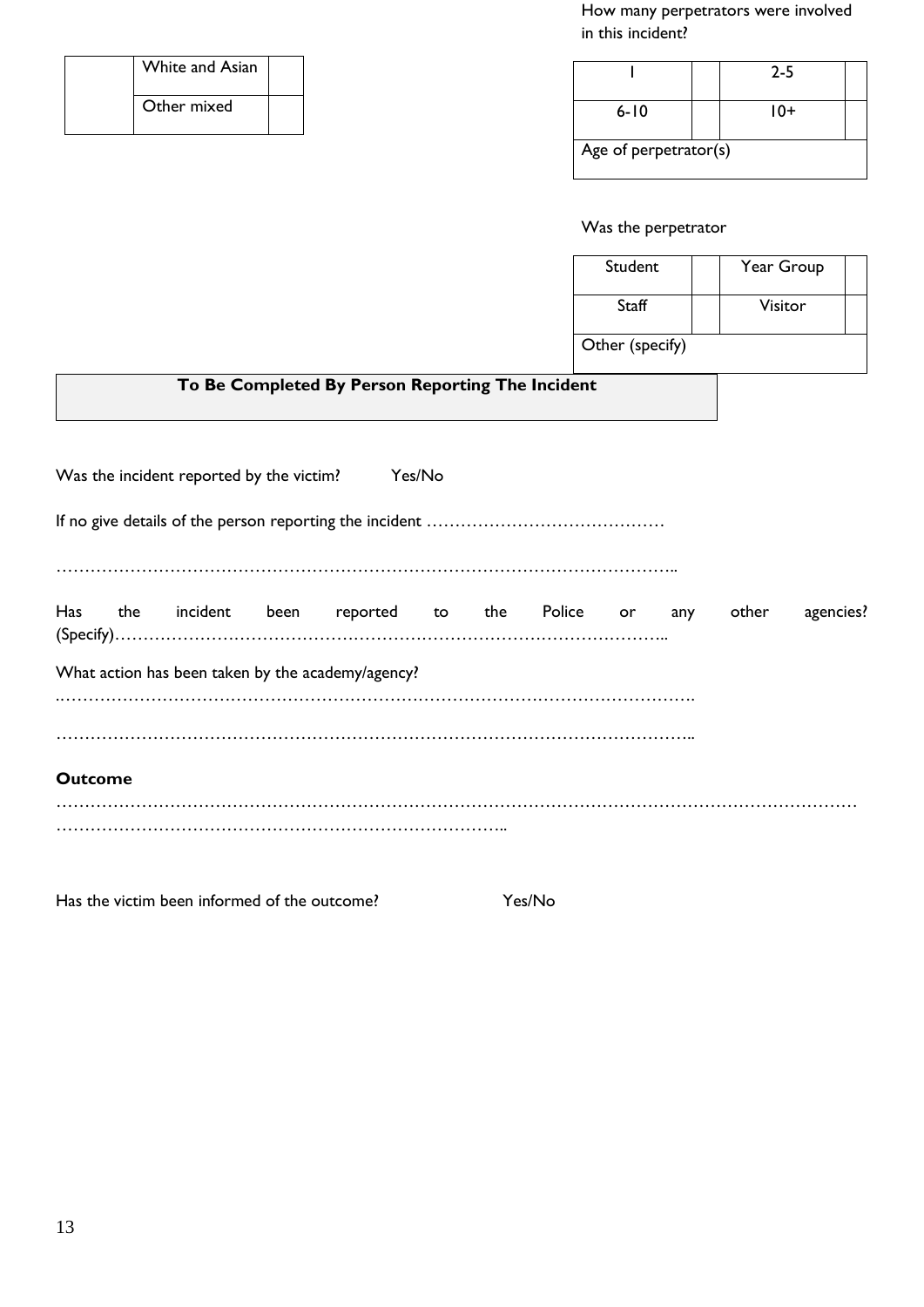| | White and Asian | |
|---|---|---|
| | Other mixed | |

How many perpetrators were involved in this incident?

| 1 | | 2-5 | |
|---|---|---|---|
| 6-10 | | 10+ | |
| Age of perpetrator(s) | | | |

Was the perpetrator

| Student | | Year Group | |
|---|---|---|---|
| Staff | | Visitor | |
| Other (specify) | | | |

| **To Be Completed By Person Reporting The Incident** |
|---|

Was the incident reported by the victim? Yes/No

If no give details of the person reporting the incident ……………………………………

…………………………………………………………………………………………………..

Has the incident been reported to the Police or any other agencies? (Specify)……………………………………………………………………………………..

What action has been taken by the academy/agency?

..……………………………………………………………………………………………….

…………………………………………………………………………………………………..

**Outcome**

………………………………………………………………………………………………………………………… …………………………………………………………………..

Has the victim been informed of the outcome? Yes/No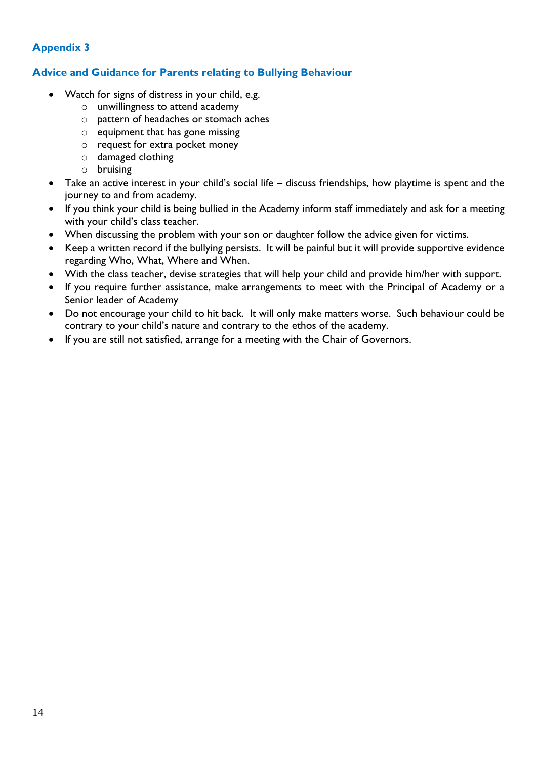## Appendix 3

### Advice and Guidance for Parents relating to Bullying Behaviour

- Watch for signs of distress in your child, e.g.
  - unwillingness to attend academy
  - pattern of headaches or stomach aches
  - equipment that has gone missing
  - request for extra pocket money
  - damaged clothing
  - bruising
- Take an active interest in your child's social life – discuss friendships, how playtime is spent and the journey to and from academy.
- If you think your child is being bullied in the Academy inform staff immediately and ask for a meeting with your child's class teacher.
- When discussing the problem with your son or daughter follow the advice given for victims.
- Keep a written record if the bullying persists. It will be painful but it will provide supportive evidence regarding Who, What, Where and When.
- With the class teacher, devise strategies that will help your child and provide him/her with support.
- If you require further assistance, make arrangements to meet with the Principal of Academy or a Senior leader of Academy
- Do not encourage your child to hit back. It will only make matters worse. Such behaviour could be contrary to your child's nature and contrary to the ethos of the academy.
- If you are still not satisfied, arrange for a meeting with the Chair of Governors.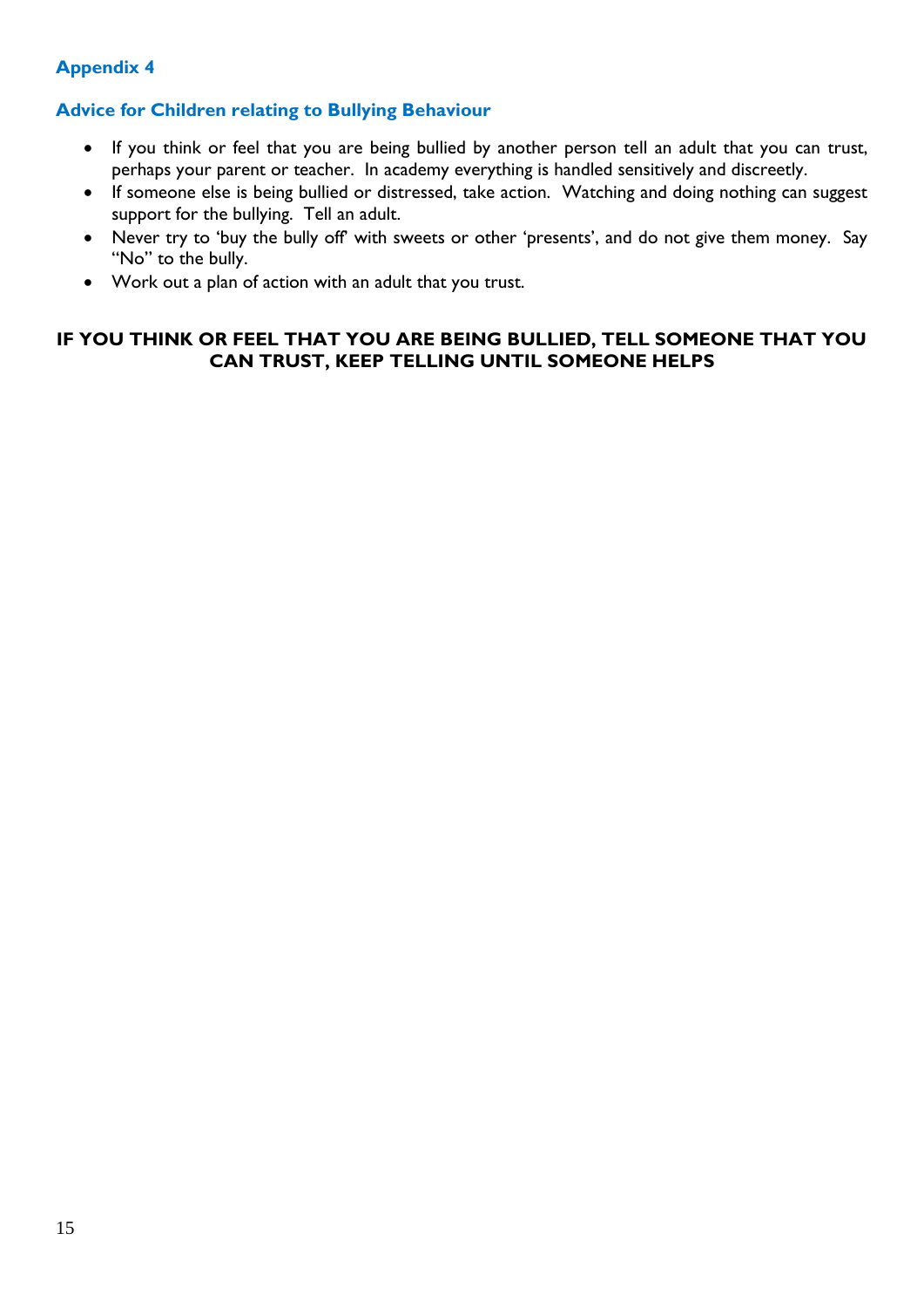## Appendix 4

### Advice for Children relating to Bullying Behaviour

- If you think or feel that you are being bullied by another person tell an adult that you can trust, perhaps your parent or teacher. In academy everything is handled sensitively and discreetly.
- If someone else is being bullied or distressed, take action. Watching and doing nothing can suggest support for the bullying. Tell an adult.
- Never try to 'buy the bully off' with sweets or other 'presents', and do not give them money. Say "No" to the bully.
- Work out a plan of action with an adult that you trust.

**IF YOU THINK OR FEEL THAT YOU ARE BEING BULLIED, TELL SOMEONE THAT YOU CAN TRUST, KEEP TELLING UNTIL SOMEONE HELPS**